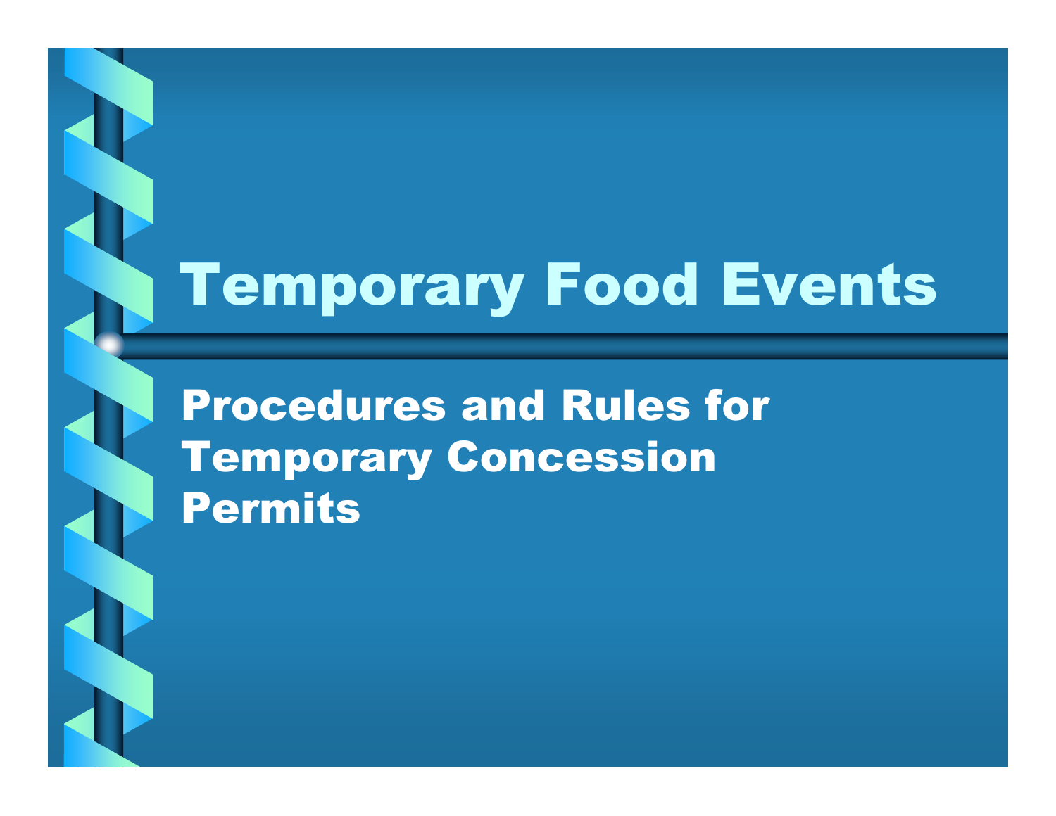# Temporary Food Events

## Procedures and Rules for Temporary Concession Permits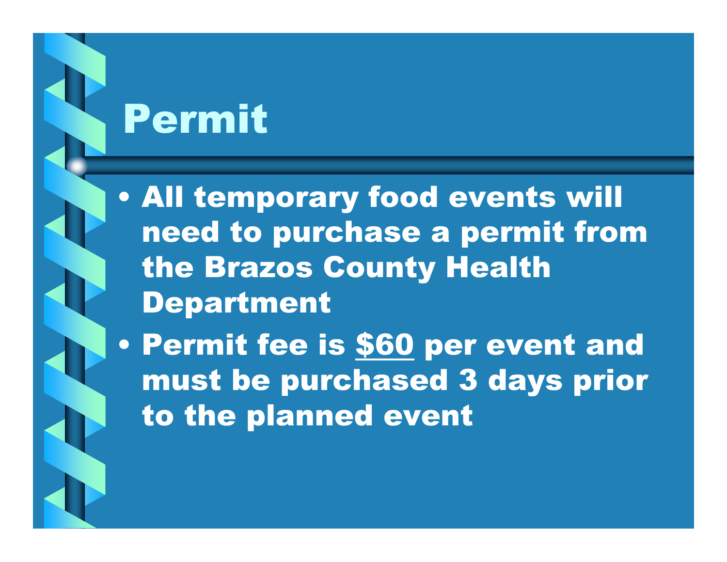# Permit

- All temporary food events will need to purchase a permit from the Brazos County Health Department
- Permit fee is <u>$60</u> per event and must be purchased 3 days prior to the planned event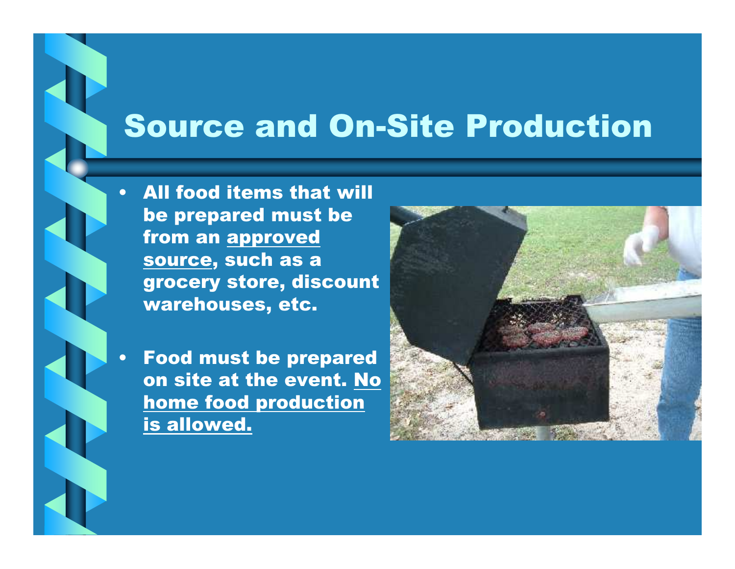# Source and On-Site Production

- All food items that will be prepared must be from an <u>approved source</u>, such as a grocery store, discount warehouses, etc.
- Food must be prepared on site at the event. <u>No home food production is allowed.</u>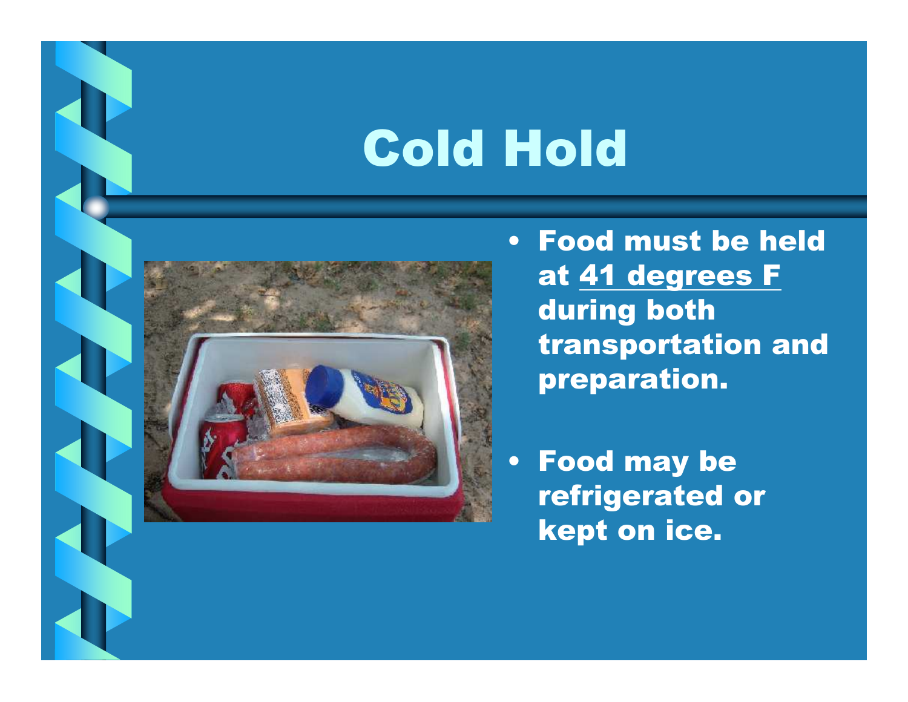# Cold Hold

- **Food must be held at 41 degrees F during both transportation and preparation.**
- **Food may be refrigerated or kept on ice.**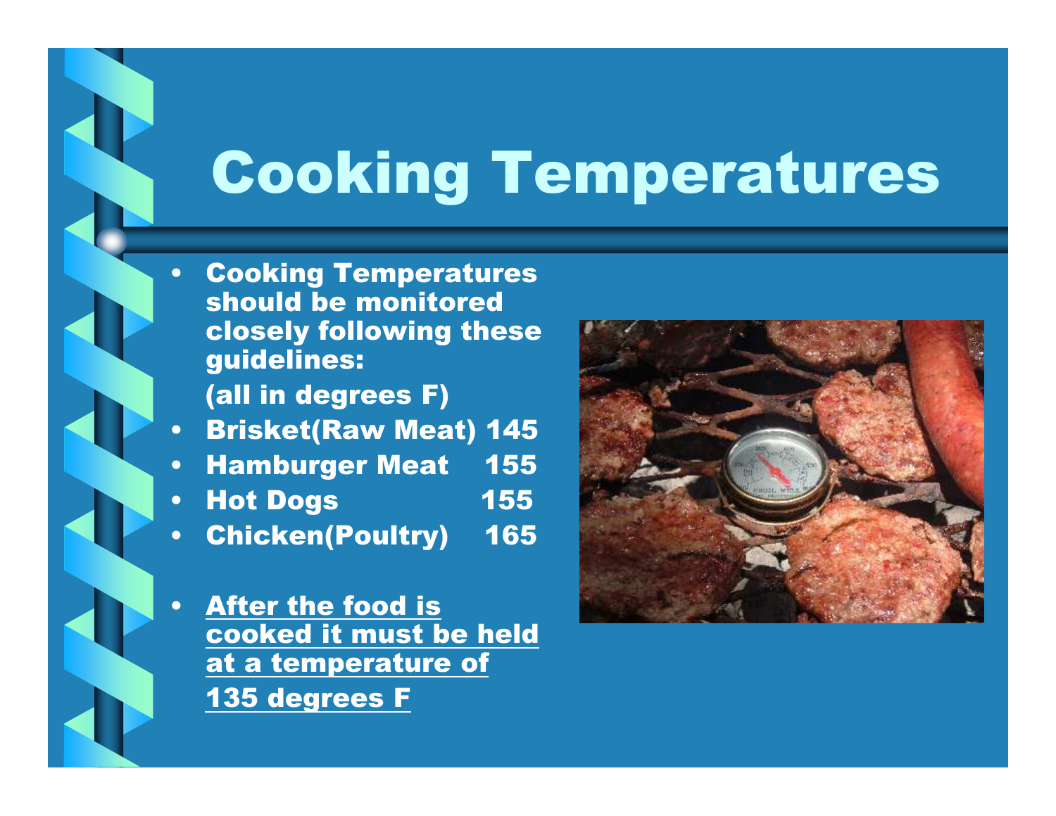# Cooking Temperatures

- **Cooking Temperatures should be monitored closely following these guidelines:**

  **(all in degrees F)**
- **Brisket(Raw Meat) 145**
- **Hamburger Meat 155**
- **Hot Dogs 155**
- **Chicken(Poultry) 165**

- **After the food is cooked it must be held at a temperature of 135 degrees F**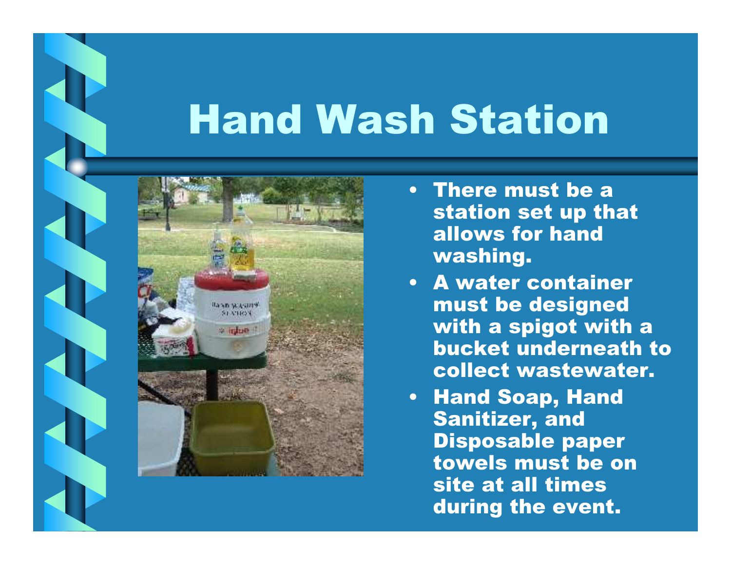# Hand Wash Station

- There must be a station set up that allows for hand washing.
- A water container must be designed with a spigot with a bucket underneath to collect wastewater.
- Hand Soap, Hand Sanitizer, and Disposable paper towels must be on site at all times during the event.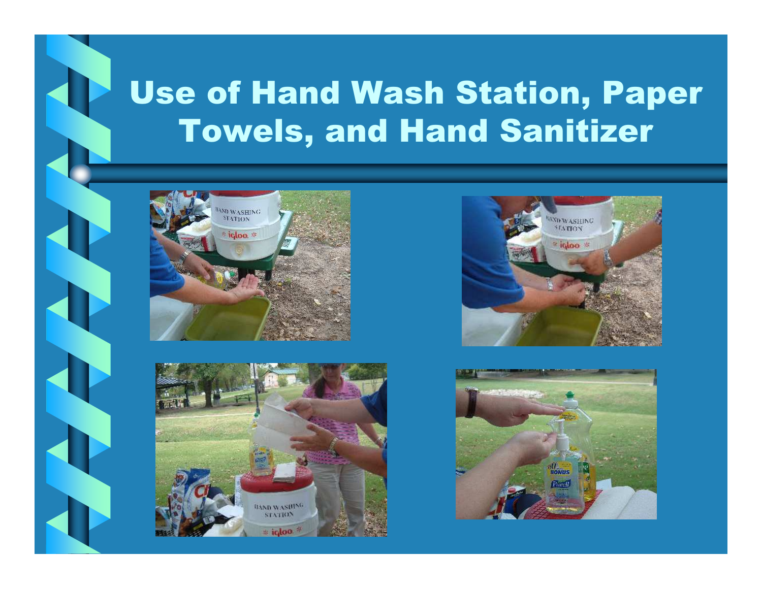# Use of Hand Wash Station, Paper Towels, and Hand Sanitizer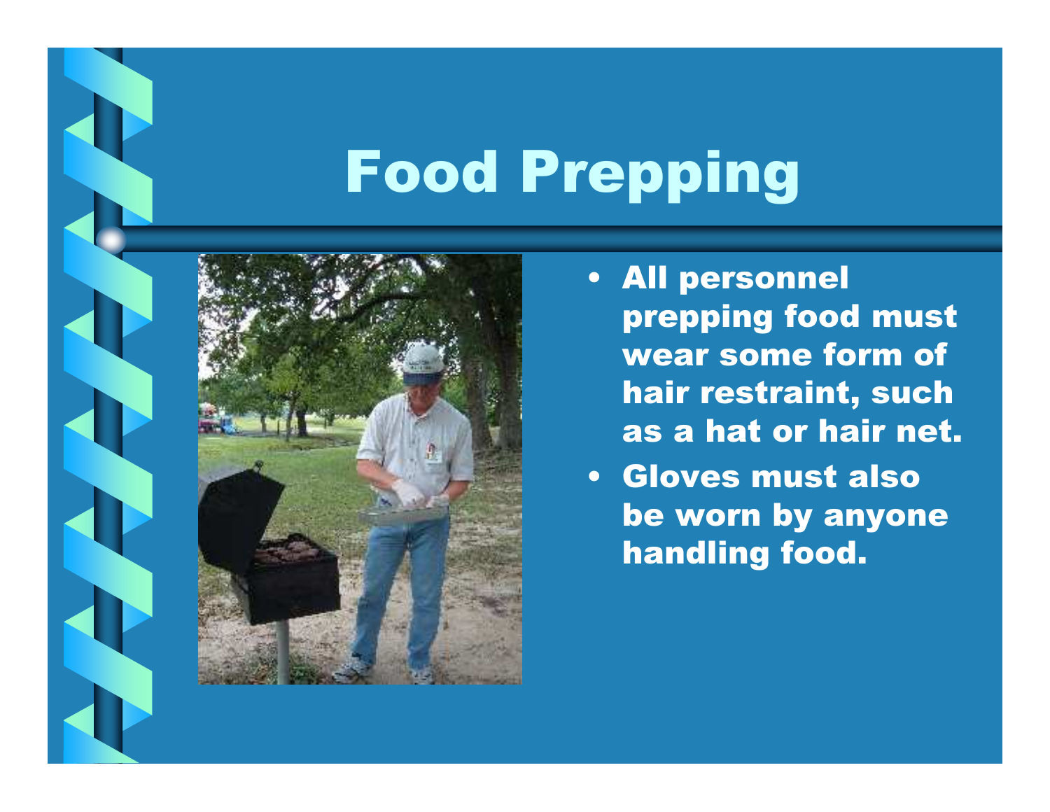# Food Prepping

- All personnel prepping food must wear some form of hair restraint, such as a hat or hair net.
- Gloves must also be worn by anyone handling food.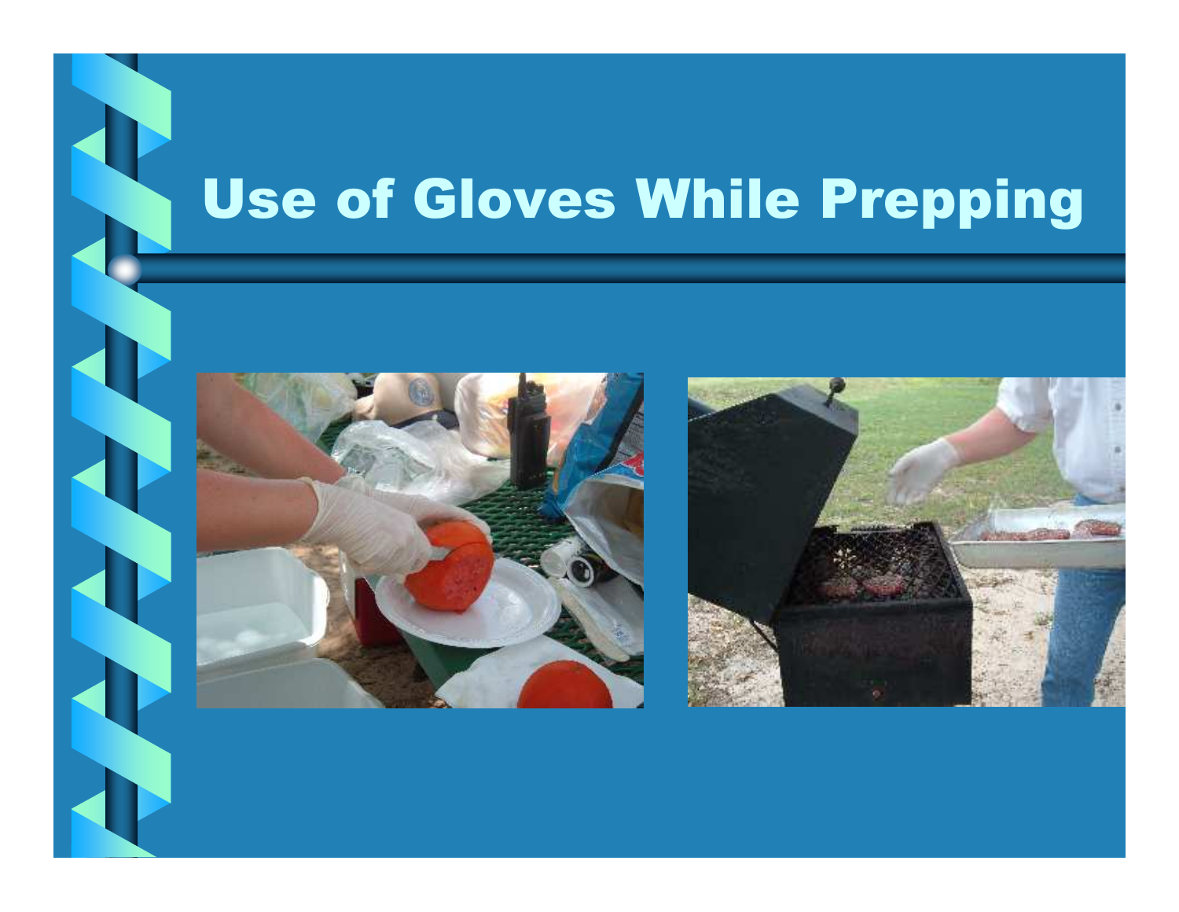# Use of Gloves While Prepping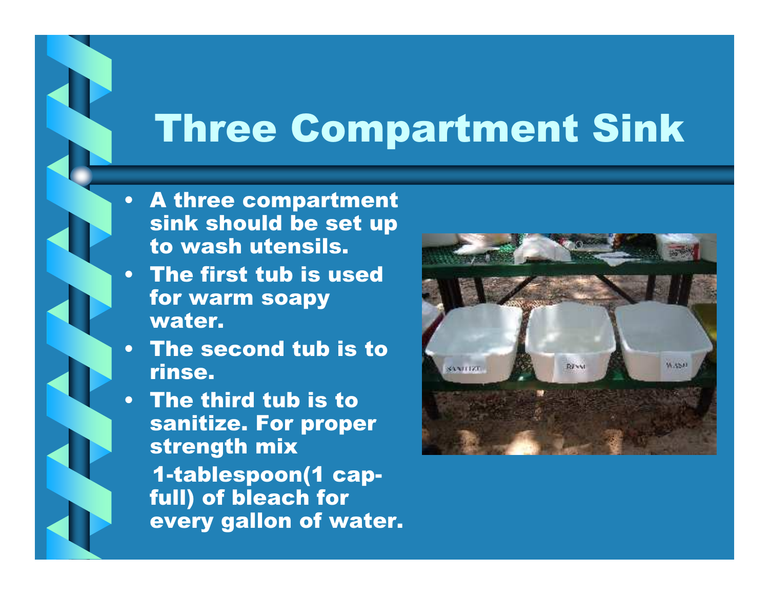# Three Compartment Sink

- A three compartment sink should be set up to wash utensils.
- The first tub is used for warm soapy water.
- The second tub is to rinse.
- The third tub is to sanitize. For proper strength mix 1-tablespoon(1 cap-full) of bleach for every gallon of water.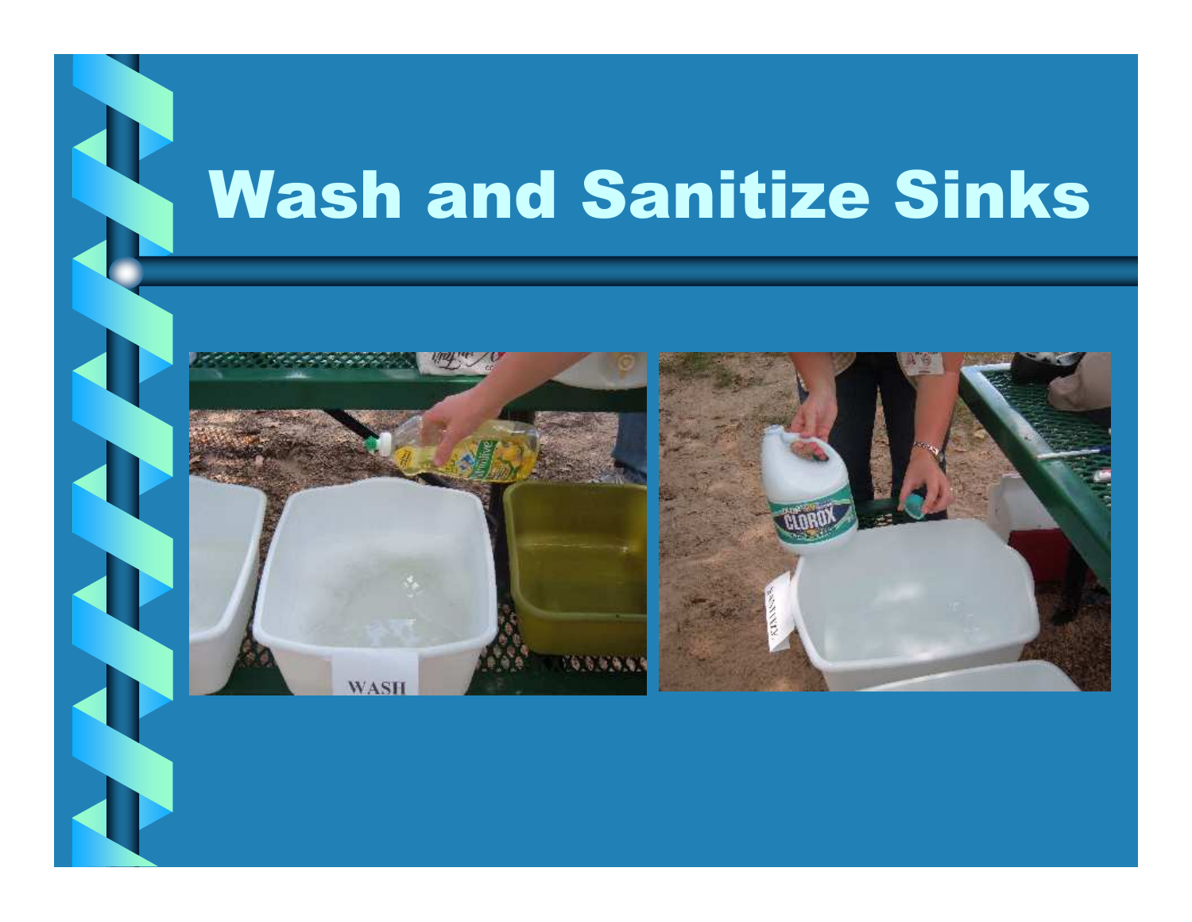# Wash and Sanitize Sinks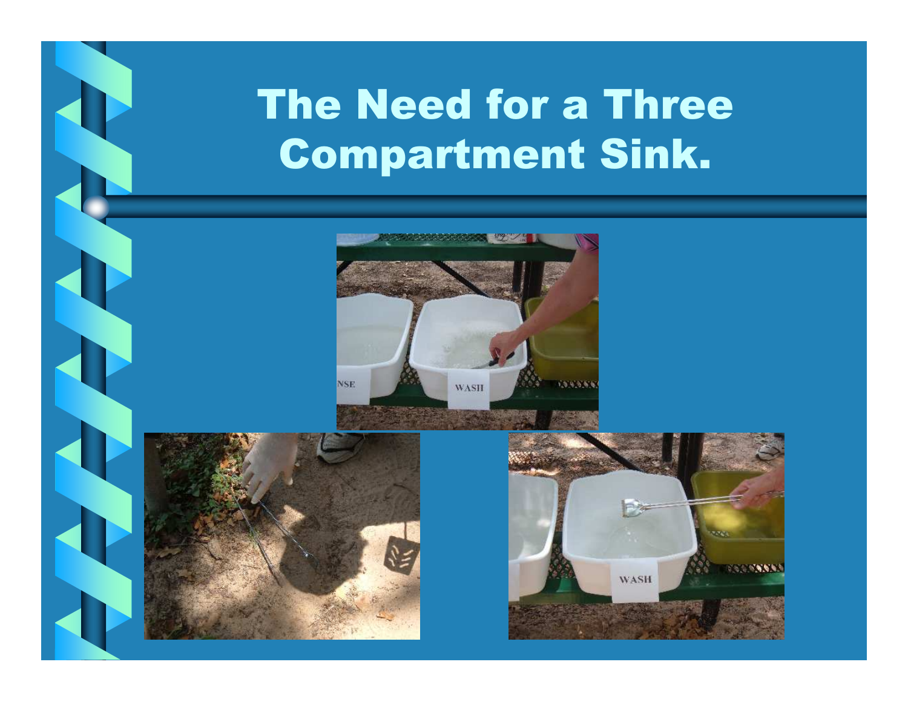# The Need for a Three Compartment Sink.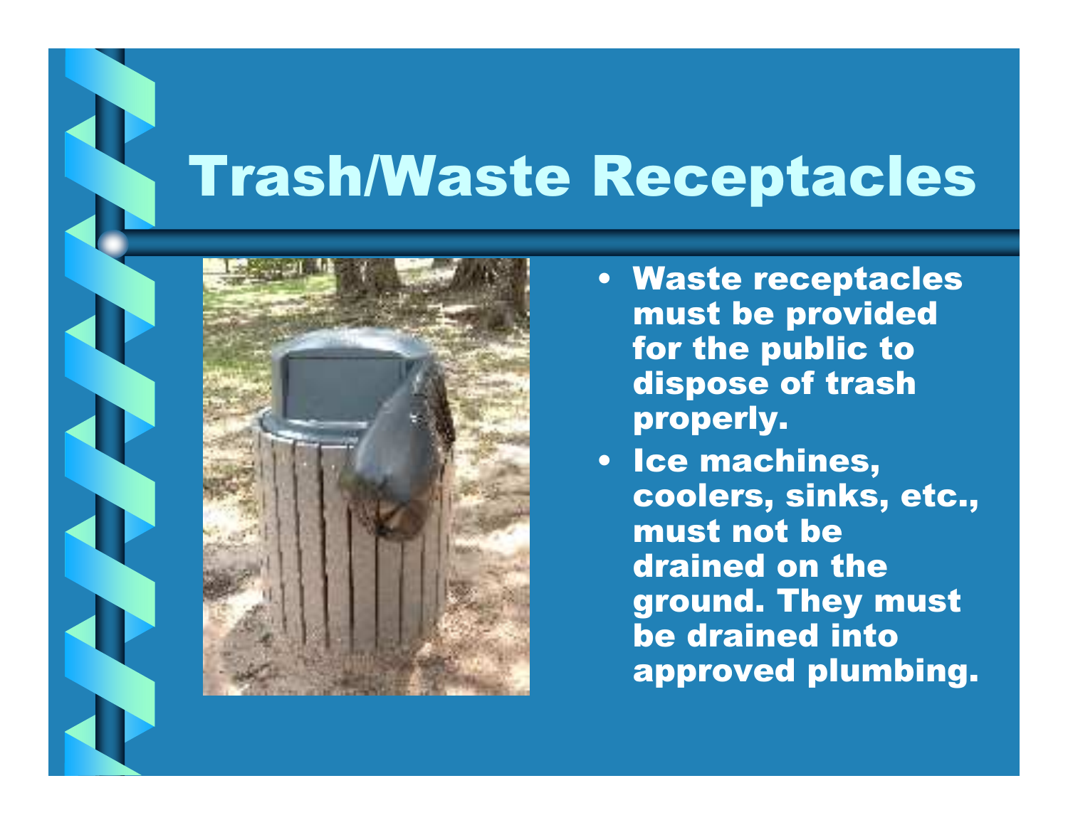# Trash/Waste Receptacles

- Waste receptacles must be provided for the public to dispose of trash properly.
- Ice machines, coolers, sinks, etc., must not be drained on the ground. They must be drained into approved plumbing.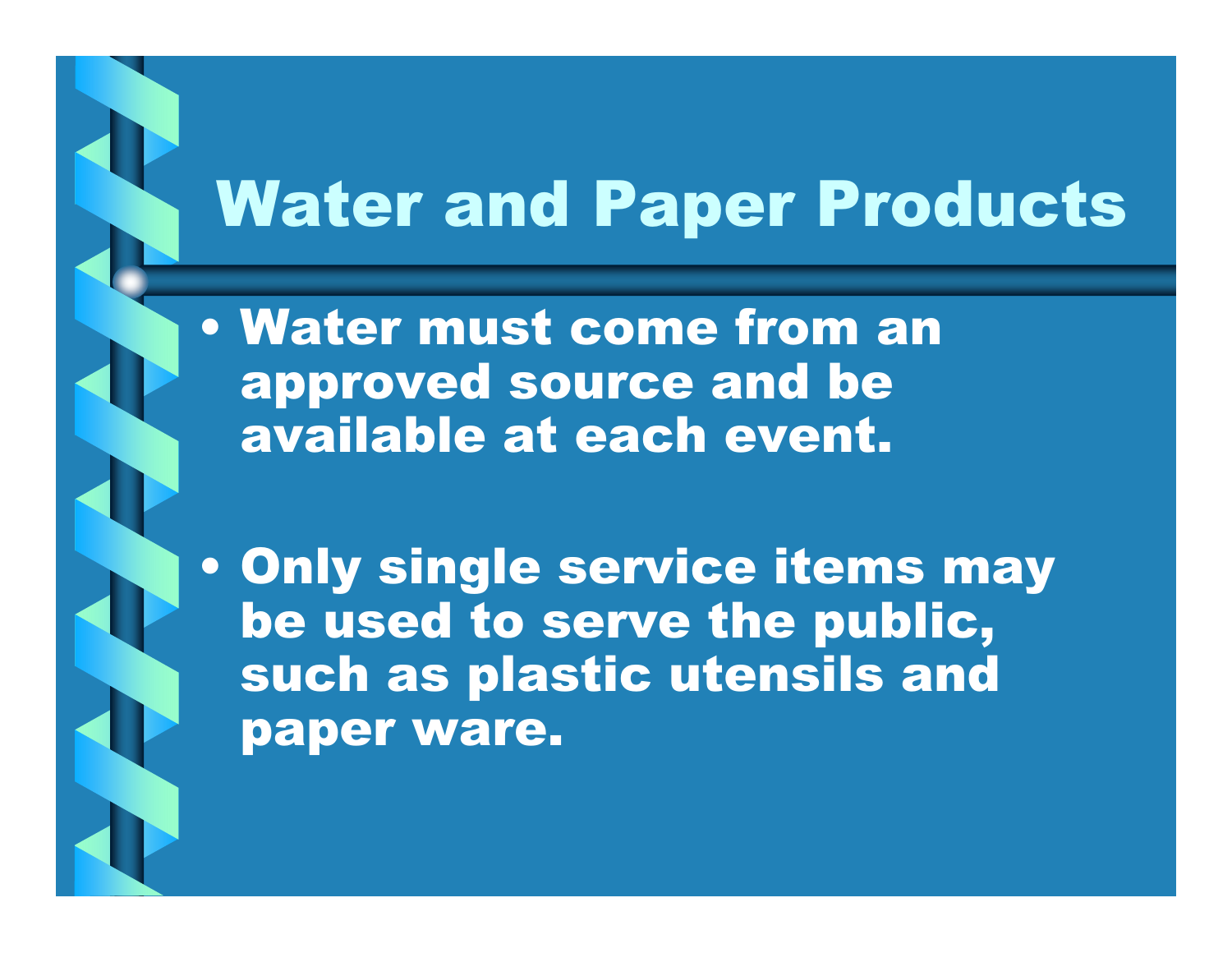# Water and Paper Products

- Water must come from an approved source and be available at each event.
- Only single service items may be used to serve the public, such as plastic utensils and paper ware.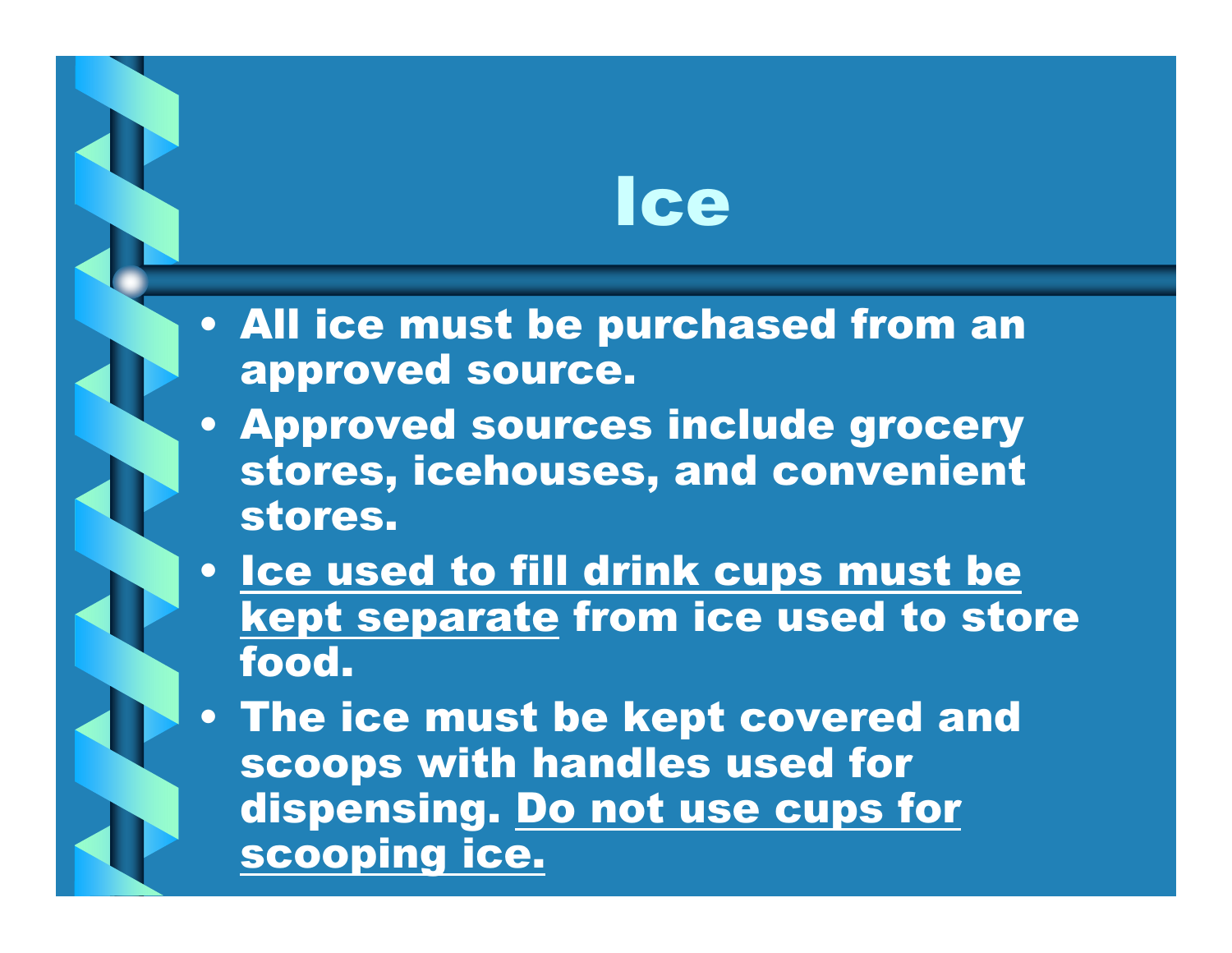# Ice

- All ice must be purchased from an approved source.
- Approved sources include grocery stores, icehouses, and convenient stores.
- <u>Ice used to fill drink cups must be kept separate</u> from ice used to store food.
- The ice must be kept covered and scoops with handles used for dispensing. <u>Do not use cups for scooping ice.</u>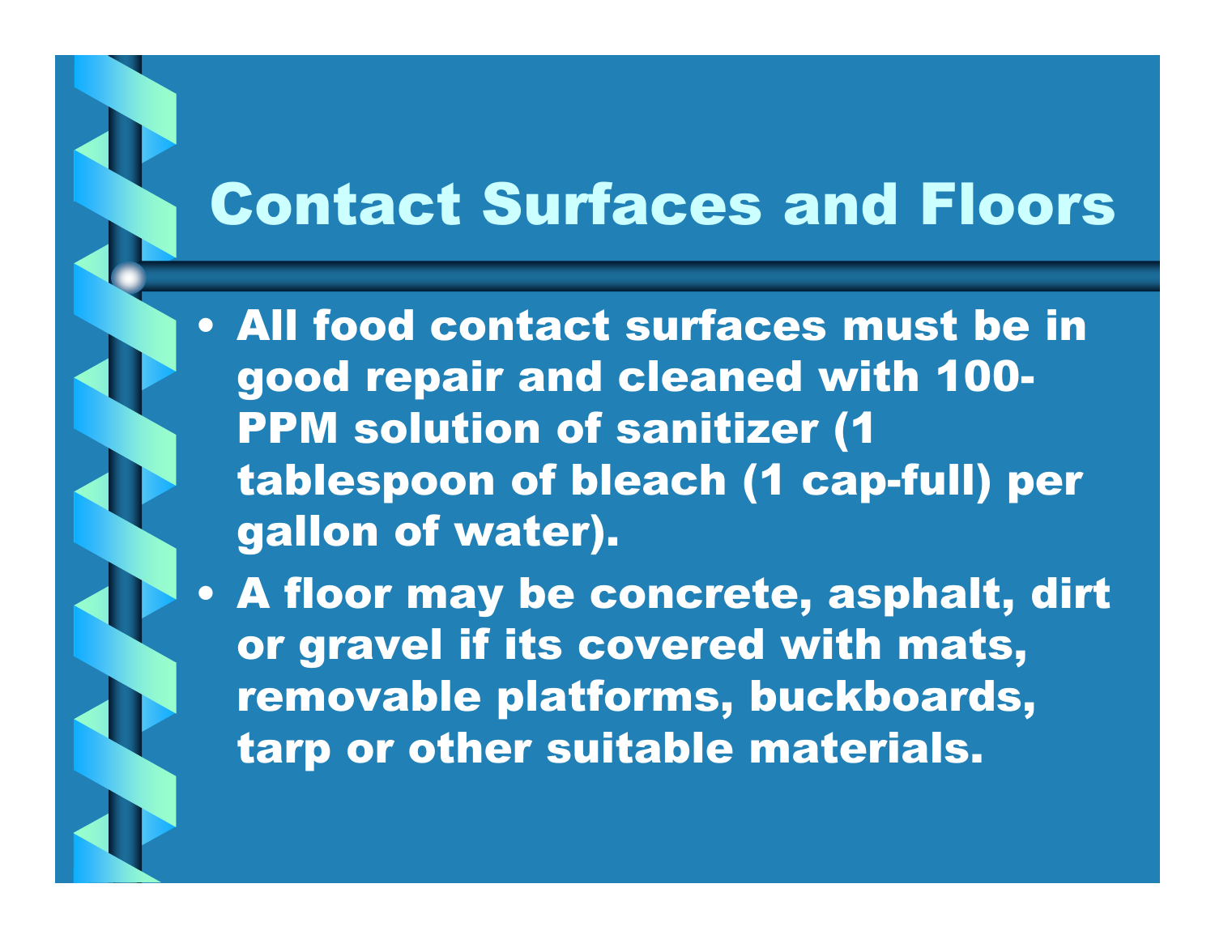# Contact Surfaces and Floors

- All food contact surfaces must be in good repair and cleaned with 100-PPM solution of sanitizer (1 tablespoon of bleach (1 cap-full) per gallon of water).
- A floor may be concrete, asphalt, dirt or gravel if its covered with mats, removable platforms, buckboards, tarp or other suitable materials.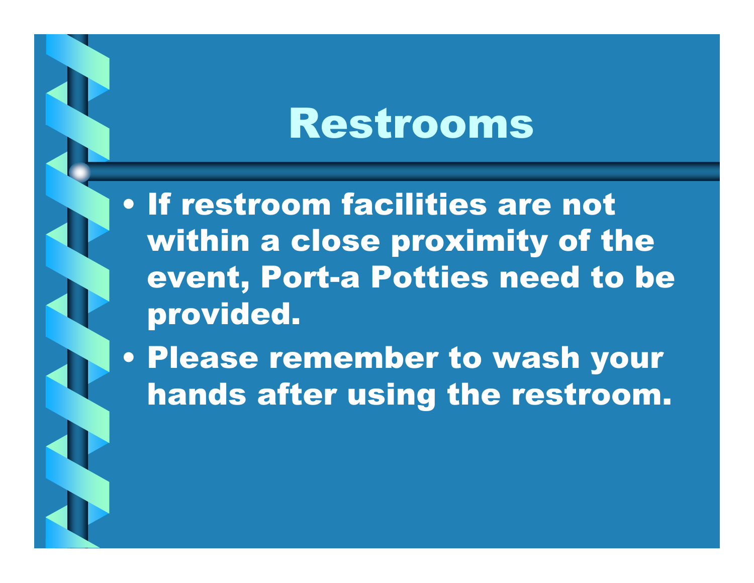# Restrooms

- If restroom facilities are not within a close proximity of the event, Port-a Potties need to be provided.
- Please remember to wash your hands after using the restroom.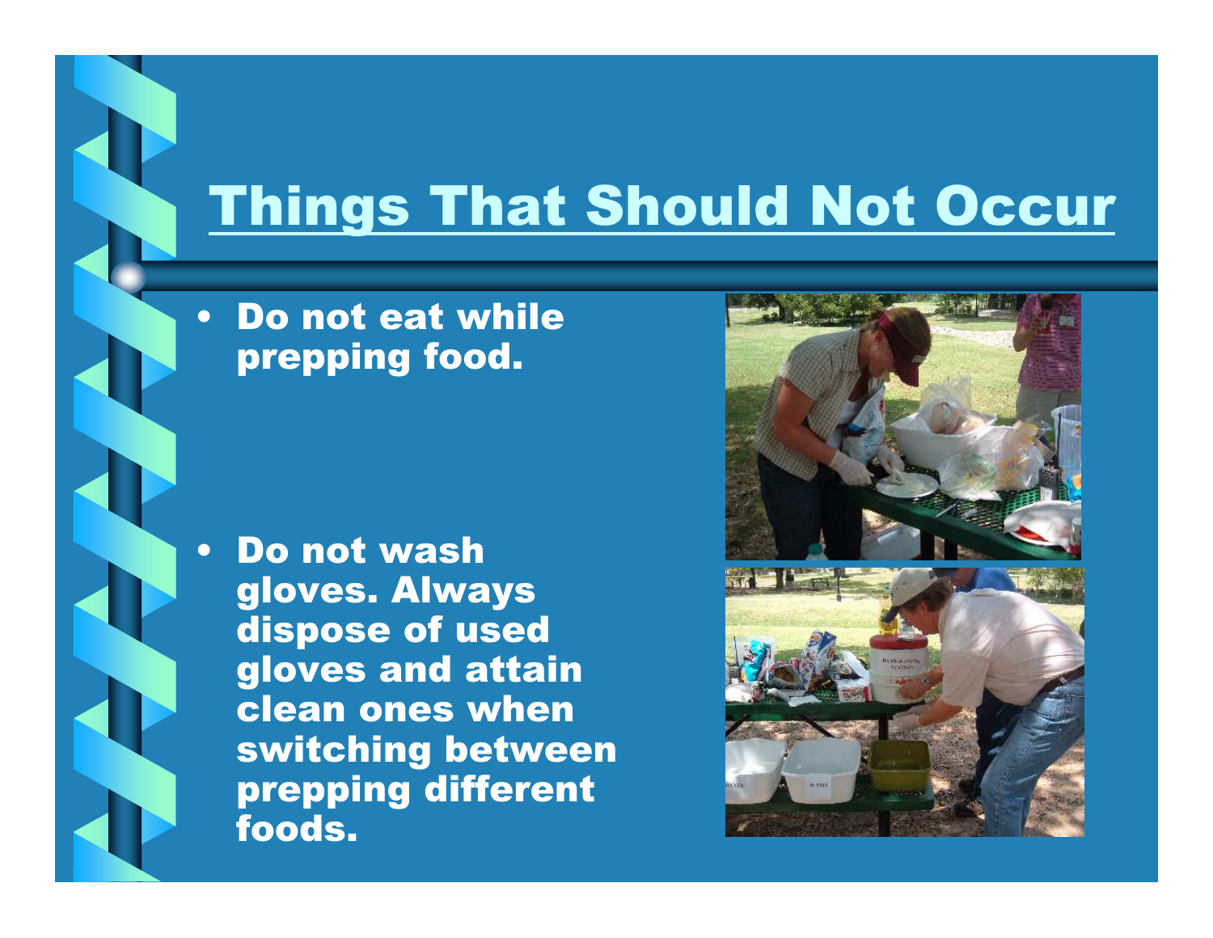# Things That Should Not Occur

- Do not eat while prepping food.
- Do not wash gloves. Always dispose of used gloves and attain clean ones when switching between prepping different foods.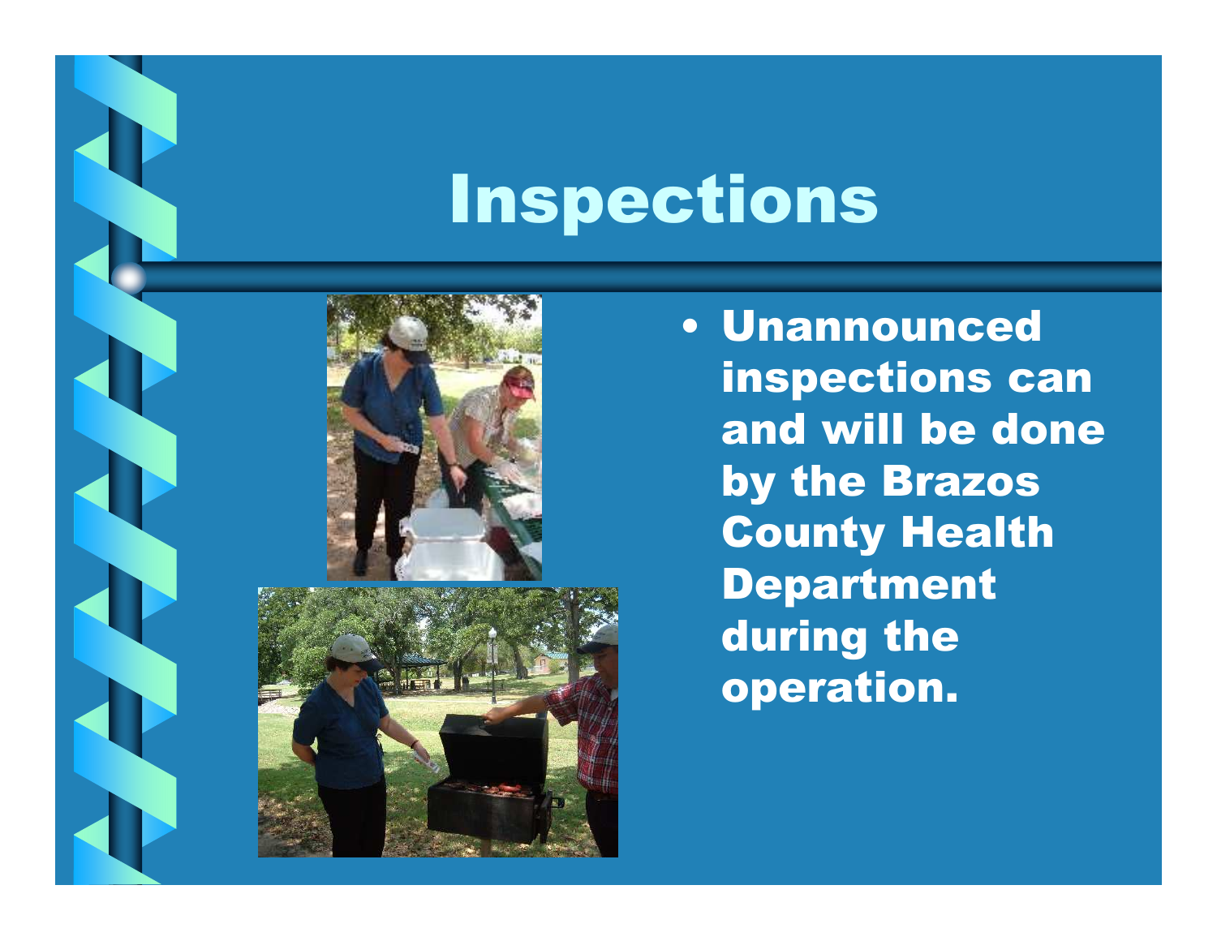# Inspections

- Unannounced inspections can and will be done by the Brazos County Health Department during the operation.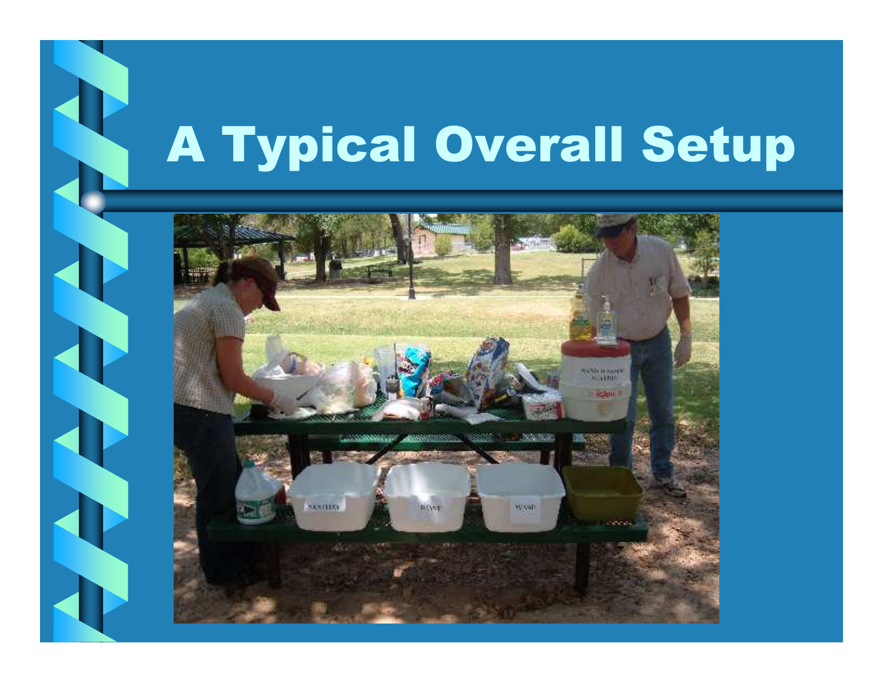# A Typical Overall Setup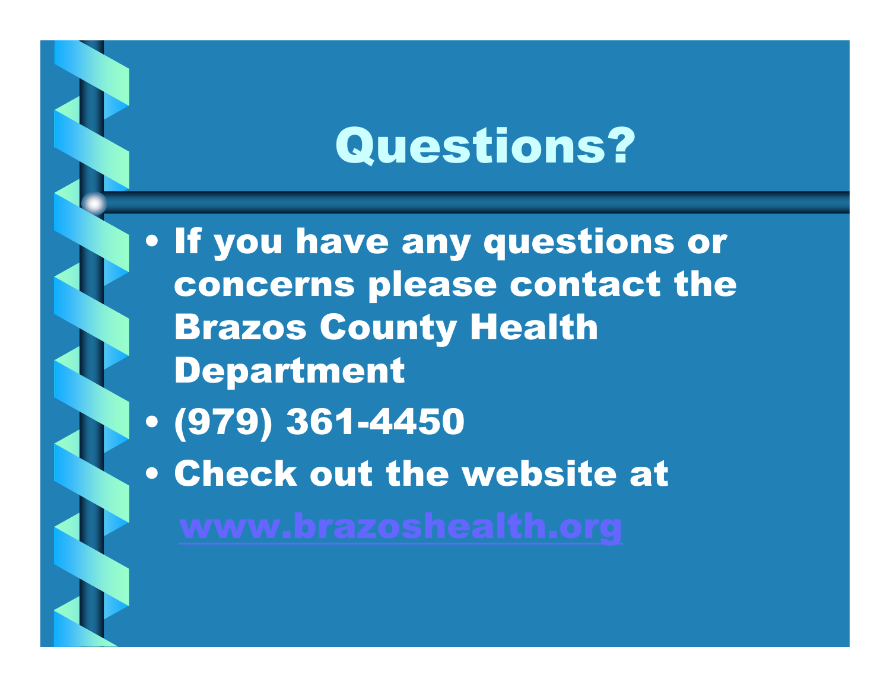# Questions?

- If you have any questions or concerns please contact the Brazos County Health Department
- (979) 361-4450
- Check out the website at

  www.brazoshealth.org